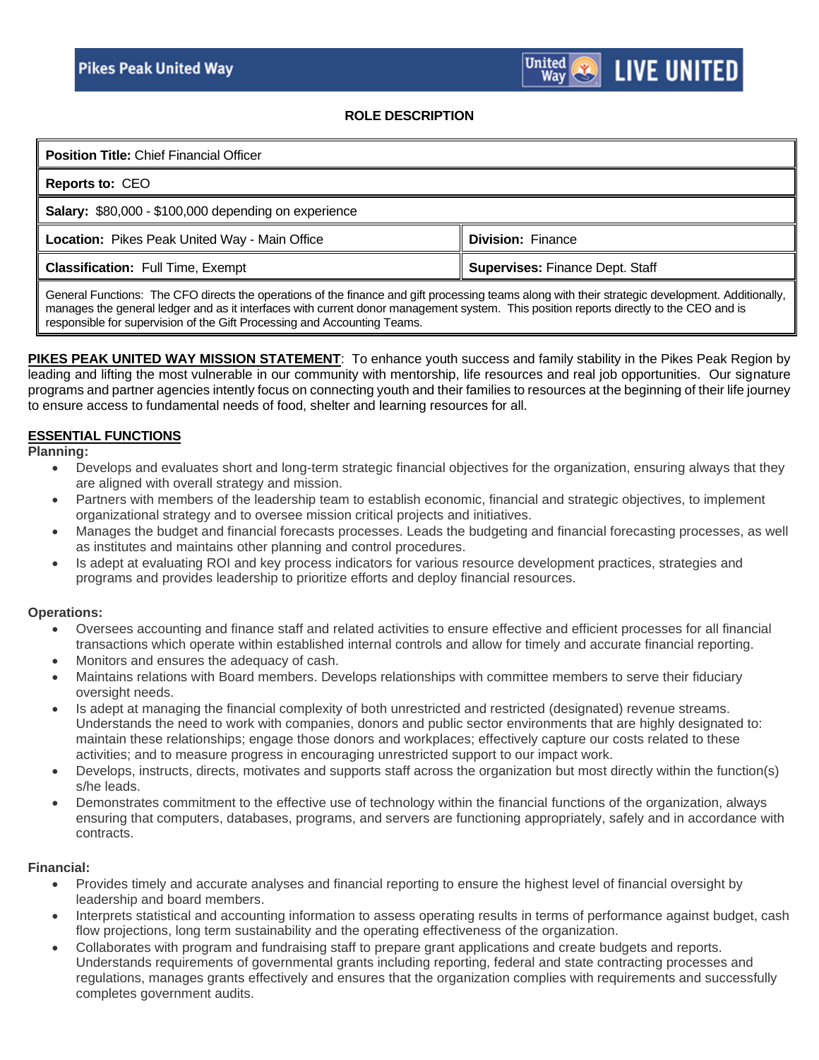Pikes Peak United Way

United Way LIVE UNITED

## ROLE DESCRIPTION

| **Position Title:** Chief Financial Officer | |
|---|---|
| **Reports to:** CEO | |
| **Salary:** $80,000 - $100,000 depending on experience | |
| **Location:** Pikes Peak United Way - Main Office | **Division:** Finance |
| **Classification:** Full Time, Exempt | **Supervises:** Finance Dept. Staff |
| General Functions: The CFO directs the operations of the finance and gift processing teams along with their strategic development. Additionally, manages the general ledger and as it interfaces with current donor management system. This position reports directly to the CEO and is responsible for supervision of the Gift Processing and Accounting Teams. | |

**PIKES PEAK UNITED WAY MISSION STATEMENT**: To enhance youth success and family stability in the Pikes Peak Region by leading and lifting the most vulnerable in our community with mentorship, life resources and real job opportunities. Our signature programs and partner agencies intently focus on connecting youth and their families to resources at the beginning of their life journey to ensure access to fundamental needs of food, shelter and learning resources for all.

## ESSENTIAL FUNCTIONS

**Planning:**

- Develops and evaluates short and long-term strategic financial objectives for the organization, ensuring always that they are aligned with overall strategy and mission.
- Partners with members of the leadership team to establish economic, financial and strategic objectives, to implement organizational strategy and to oversee mission critical projects and initiatives.
- Manages the budget and financial forecasts processes. Leads the budgeting and financial forecasting processes, as well as institutes and maintains other planning and control procedures.
- Is adept at evaluating ROI and key process indicators for various resource development practices, strategies and programs and provides leadership to prioritize efforts and deploy financial resources.

**Operations:**

- Oversees accounting and finance staff and related activities to ensure effective and efficient processes for all financial transactions which operate within established internal controls and allow for timely and accurate financial reporting.
- Monitors and ensures the adequacy of cash.
- Maintains relations with Board members. Develops relationships with committee members to serve their fiduciary oversight needs.
- Is adept at managing the financial complexity of both unrestricted and restricted (designated) revenue streams. Understands the need to work with companies, donors and public sector environments that are highly designated to: maintain these relationships; engage those donors and workplaces; effectively capture our costs related to these activities; and to measure progress in encouraging unrestricted support to our impact work.
- Develops, instructs, directs, motivates and supports staff across the organization but most directly within the function(s) s/he leads.
- Demonstrates commitment to the effective use of technology within the financial functions of the organization, always ensuring that computers, databases, programs, and servers are functioning appropriately, safely and in accordance with contracts.

**Financial:**

- Provides timely and accurate analyses and financial reporting to ensure the highest level of financial oversight by leadership and board members.
- Interprets statistical and accounting information to assess operating results in terms of performance against budget, cash flow projections, long term sustainability and the operating effectiveness of the organization.
- Collaborates with program and fundraising staff to prepare grant applications and create budgets and reports. Understands requirements of governmental grants including reporting, federal and state contracting processes and regulations, manages grants effectively and ensures that the organization complies with requirements and successfully completes government audits.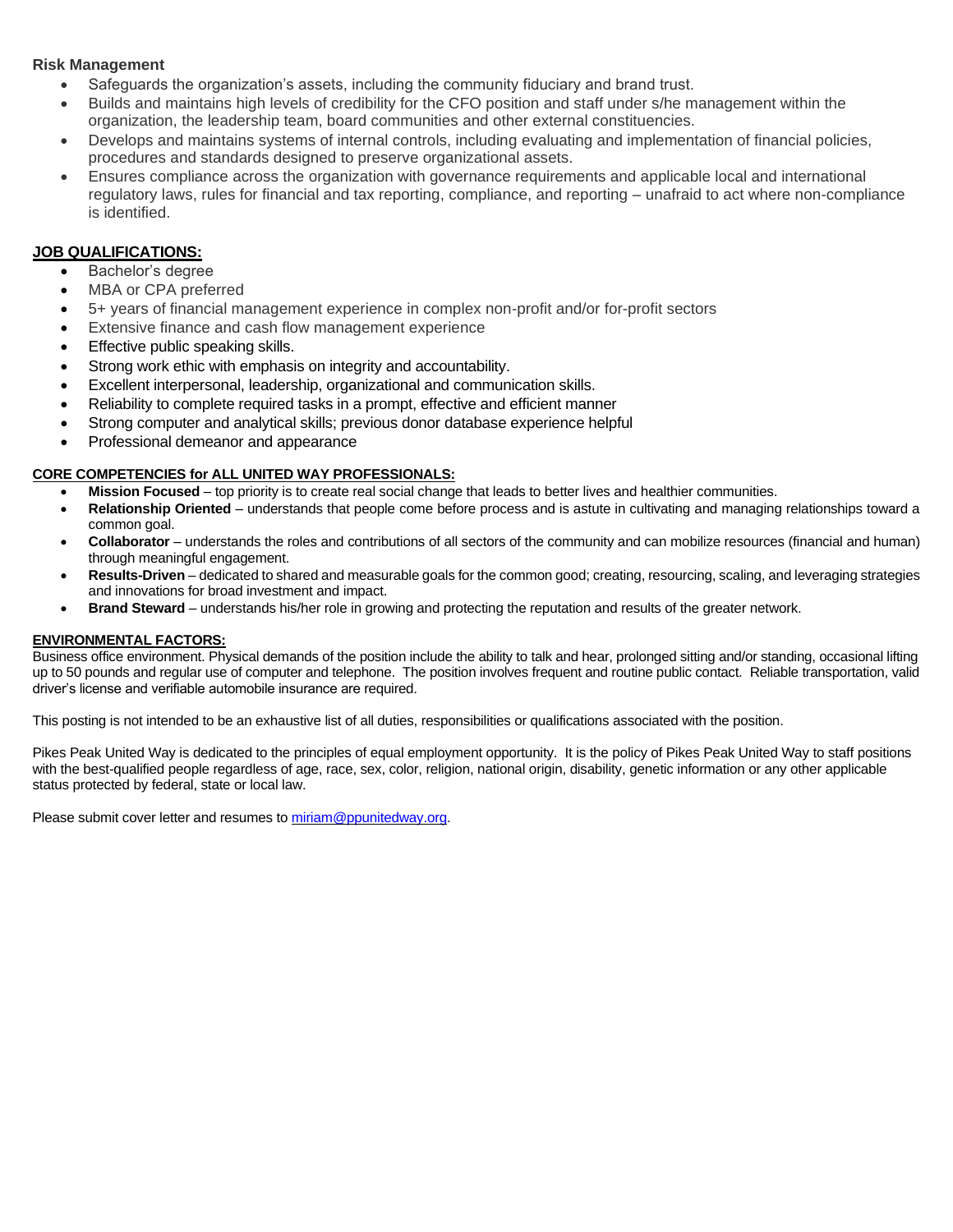**Risk Management**

- Safeguards the organization's assets, including the community fiduciary and brand trust.
- Builds and maintains high levels of credibility for the CFO position and staff under s/he management within the organization, the leadership team, board communities and other external constituencies.
- Develops and maintains systems of internal controls, including evaluating and implementation of financial policies, procedures and standards designed to preserve organizational assets.
- Ensures compliance across the organization with governance requirements and applicable local and international regulatory laws, rules for financial and tax reporting, compliance, and reporting – unafraid to act where non-compliance is identified.

## JOB QUALIFICATIONS:

- Bachelor's degree
- MBA or CPA preferred
- 5+ years of financial management experience in complex non-profit and/or for-profit sectors
- Extensive finance and cash flow management experience
- Effective public speaking skills.
- Strong work ethic with emphasis on integrity and accountability.
- Excellent interpersonal, leadership, organizational and communication skills.
- Reliability to complete required tasks in a prompt, effective and efficient manner
- Strong computer and analytical skills; previous donor database experience helpful
- Professional demeanor and appearance

### CORE COMPETENCIES for ALL UNITED WAY PROFESSIONALS:

- **Mission Focused** – top priority is to create real social change that leads to better lives and healthier communities.
- **Relationship Oriented** – understands that people come before process and is astute in cultivating and managing relationships toward a common goal.
- **Collaborator** – understands the roles and contributions of all sectors of the community and can mobilize resources (financial and human) through meaningful engagement.
- **Results-Driven** – dedicated to shared and measurable goals for the common good; creating, resourcing, scaling, and leveraging strategies and innovations for broad investment and impact.
- **Brand Steward** – understands his/her role in growing and protecting the reputation and results of the greater network.

### ENVIRONMENTAL FACTORS:

Business office environment. Physical demands of the position include the ability to talk and hear, prolonged sitting and/or standing, occasional lifting up to 50 pounds and regular use of computer and telephone. The position involves frequent and routine public contact. Reliable transportation, valid driver's license and verifiable automobile insurance are required.

This posting is not intended to be an exhaustive list of all duties, responsibilities or qualifications associated with the position.

Pikes Peak United Way is dedicated to the principles of equal employment opportunity. It is the policy of Pikes Peak United Way to staff positions with the best-qualified people regardless of age, race, sex, color, religion, national origin, disability, genetic information or any other applicable status protected by federal, state or local law.

Please submit cover letter and resumes to miriam@ppunitedway.org.